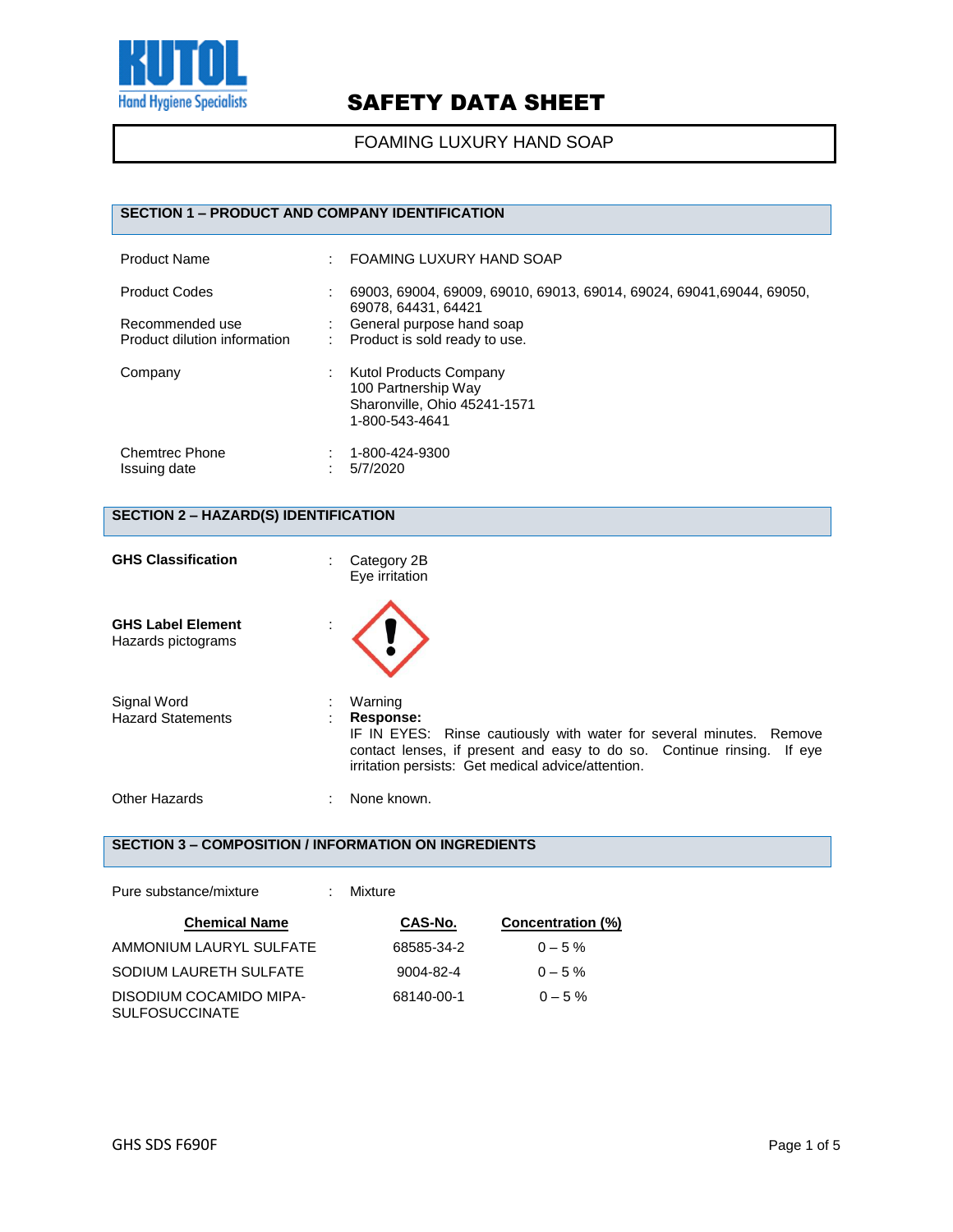KUTOL

Hand Hygiene Specialists

# SAFETY DATA SHEET

**FOAMING LUXURY HAND SOAP**

## SECTION 1 – PRODUCT AND COMPANY IDENTIFICATION

| | | |
|---|---|---|
| Product Name | : | FOAMING LUXURY HAND SOAP |
| Product Codes | : | 69003, 69004, 69009, 69010, 69013, 69014, 69024, 69041,69044, 69050, 69078, 64431, 64421 |
| Recommended use | : | General purpose hand soap |
| Product dilution information | : | Product is sold ready to use. |
| Company | : | Kutol Products Company<br>100 Partnership Way<br>Sharonville, Ohio 45241-1571<br>1-800-543-4641 |
| Chemtrec Phone | : | 1-800-424-9300 |
| Issuing date | : | 5/7/2020 |

## SECTION 2 – HAZARD(S) IDENTIFICATION

| | | |
|---|---|---|
| **GHS Classification** | : | Category 2B<br>Eye irritation |
| **GHS Label Element**<br>Hazards pictograms | : | |
| Signal Word | : | Warning |
| Hazard Statements | : | **Response:**<br>IF IN EYES: Rinse cautiously with water for several minutes. Remove contact lenses, if present and easy to do so. Continue rinsing. If eye irritation persists: Get medical advice/attention. |
| Other Hazards | : | None known. |

## SECTION 3 – COMPOSITION / INFORMATION ON INGREDIENTS

Pure substance/mixture : Mixture

| Chemical Name | CAS-No. | Concentration (%) |
|---|---|---|
| AMMONIUM LAURYL SULFATE | 68585-34-2 | 0 – 5 % |
| SODIUM LAURETH SULFATE | 9004-82-4 | 0 – 5 % |
| DISODIUM COCAMIDO MIPA-SULFOSUCCINATE | 68140-00-1 | 0 – 5 % |

GHS SDS F690F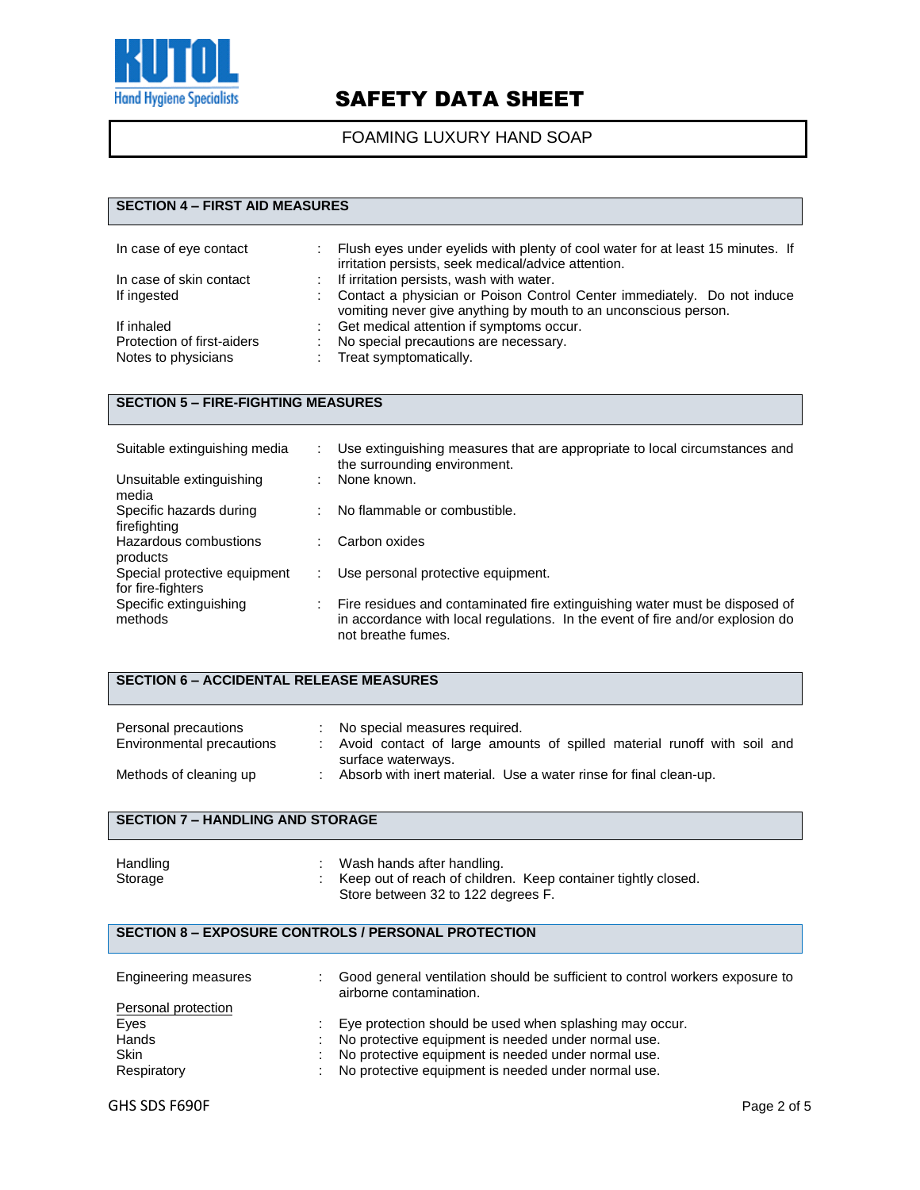# SAFETY DATA SHEET

FOAMING LUXURY HAND SOAP

## SECTION 4 – FIRST AID MEASURES

| | | |
|---|---|---|
| In case of eye contact | : | Flush eyes under eyelids with plenty of cool water for at least 15 minutes. If irritation persists, seek medical/advice attention. |
| In case of skin contact | : | If irritation persists, wash with water. |
| If ingested | : | Contact a physician or Poison Control Center immediately. Do not induce vomiting never give anything by mouth to an unconscious person. |
| If inhaled | : | Get medical attention if symptoms occur. |
| Protection of first-aiders | : | No special precautions are necessary. |
| Notes to physicians | : | Treat symptomatically. |

## SECTION 5 – FIRE-FIGHTING MEASURES

| | | |
|---|---|---|
| Suitable extinguishing media | : | Use extinguishing measures that are appropriate to local circumstances and the surrounding environment. |
| Unsuitable extinguishing media | : | None known. |
| Specific hazards during firefighting | : | No flammable or combustible. |
| Hazardous combustions products | : | Carbon oxides |
| Special protective equipment for fire-fighters | : | Use personal protective equipment. |
| Specific extinguishing methods | : | Fire residues and contaminated fire extinguishing water must be disposed of in accordance with local regulations. In the event of fire and/or explosion do not breathe fumes. |

## SECTION 6 – ACCIDENTAL RELEASE MEASURES

| | | |
|---|---|---|
| Personal precautions | : | No special measures required. |
| Environmental precautions | : | Avoid contact of large amounts of spilled material runoff with soil and surface waterways. |
| Methods of cleaning up | : | Absorb with inert material. Use a water rinse for final clean-up. |

## SECTION 7 – HANDLING AND STORAGE

| | | |
|---|---|---|
| Handling | : | Wash hands after handling. |
| Storage | : | Keep out of reach of children. Keep container tightly closed. Store between 32 to 122 degrees F. |

## SECTION 8 – EXPOSURE CONTROLS / PERSONAL PROTECTION

| | | |
|---|---|---|
| Engineering measures | : | Good general ventilation should be sufficient to control workers exposure to airborne contamination. |
| Personal protection | | |
| Eyes | : | Eye protection should be used when splashing may occur. |
| Hands | : | No protective equipment is needed under normal use. |
| Skin | : | No protective equipment is needed under normal use. |
| Respiratory | : | No protective equipment is needed under normal use. |

GHS SDS F690F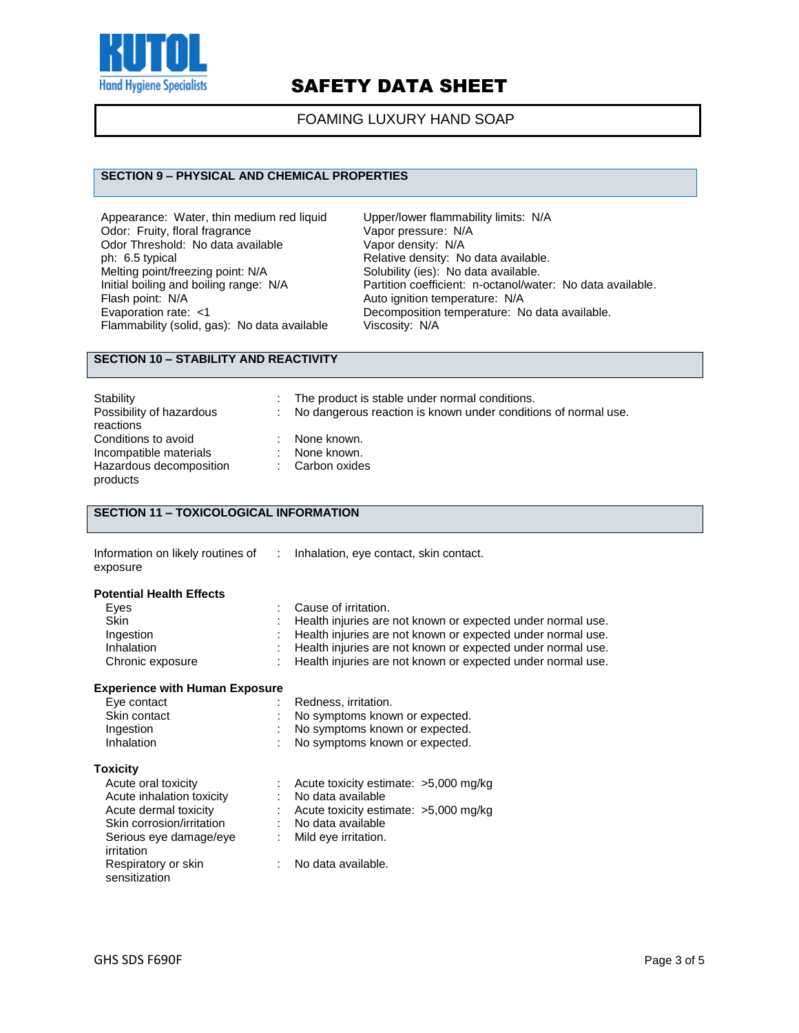# SAFETY DATA SHEET

FOAMING LUXURY HAND SOAP

## SECTION 9 – PHYSICAL AND CHEMICAL PROPERTIES

Appearance: Water, thin medium red liquid
Odor: Fruity, floral fragrance
Odor Threshold: No data available
ph: 6.5 typical
Melting point/freezing point: N/A
Initial boiling and boiling range: N/A
Flash point: N/A
Evaporation rate: <1
Flammability (solid, gas): No data available
Upper/lower flammability limits: N/A
Vapor pressure: N/A
Vapor density: N/A
Relative density: No data available.
Solubility (ies): No data available.
Partition coefficient: n-octanol/water: No data available.
Auto ignition temperature: N/A
Decomposition temperature: No data available.
Viscosity: N/A

## SECTION 10 – STABILITY AND REACTIVITY

| | |
|---|---|
| Stability | : The product is stable under normal conditions. |
| Possibility of hazardous reactions | : No dangerous reaction is known under conditions of normal use. |
| Conditions to avoid | : None known. |
| Incompatible materials | : None known. |
| Hazardous decomposition products | : Carbon oxides |

## SECTION 11 – TOXICOLOGICAL INFORMATION

| | |
|---|---|
| Information on likely routines of exposure | : Inhalation, eye contact, skin contact. |

**Potential Health Effects**

| | |
|---|---|
| Eyes | : Cause of irritation. |
| Skin | : Health injuries are not known or expected under normal use. |
| Ingestion | : Health injuries are not known or expected under normal use. |
| Inhalation | : Health injuries are not known or expected under normal use. |
| Chronic exposure | : Health injuries are not known or expected under normal use. |

**Experience with Human Exposure**

| | |
|---|---|
| Eye contact | : Redness, irritation. |
| Skin contact | : No symptoms known or expected. |
| Ingestion | : No symptoms known or expected. |
| Inhalation | : No symptoms known or expected. |

**Toxicity**

| | |
|---|---|
| Acute oral toxicity | : Acute toxicity estimate: >5,000 mg/kg |
| Acute inhalation toxicity | : No data available |
| Acute dermal toxicity | : Acute toxicity estimate: >5,000 mg/kg |
| Skin corrosion/irritation | : No data available |
| Serious eye damage/eye irritation | : Mild eye irritation. |
| Respiratory or skin sensitization | : No data available. |

GHS SDS F690F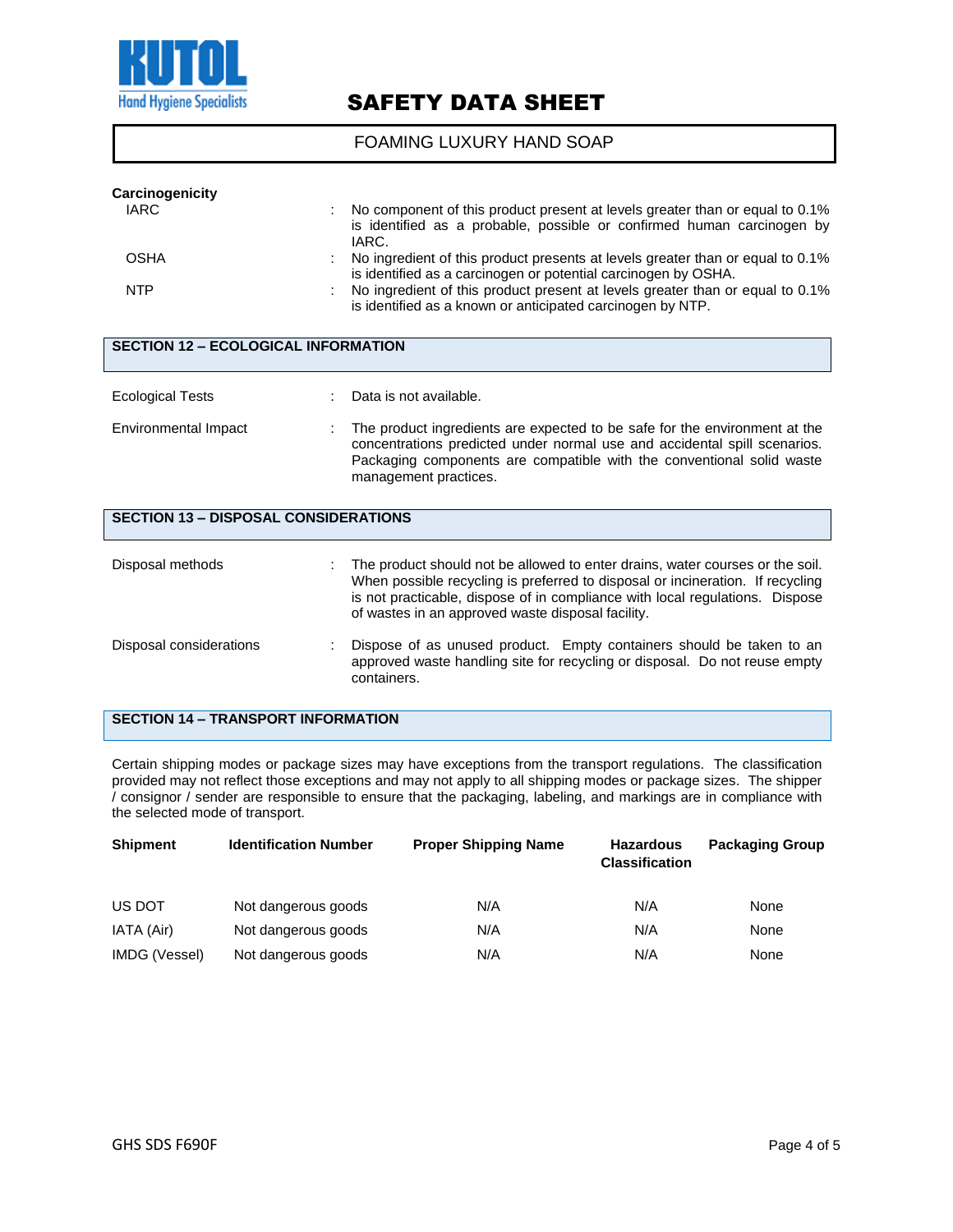**Carcinogenicity**

| | | |
|---|---|---|
| IARC | : | No component of this product present at levels greater than or equal to 0.1% is identified as a probable, possible or confirmed human carcinogen by IARC. |
| OSHA | : | No ingredient of this product presents at levels greater than or equal to 0.1% is identified as a carcinogen or potential carcinogen by OSHA. |
| NTP | : | No ingredient of this product present at levels greater than or equal to 0.1% is identified as a known or anticipated carcinogen by NTP. |

## SECTION 12 – ECOLOGICAL INFORMATION

| | | |
|---|---|---|
| Ecological Tests | : | Data is not available. |
| Environmental Impact | : | The product ingredients are expected to be safe for the environment at the concentrations predicted under normal use and accidental spill scenarios. Packaging components are compatible with the conventional solid waste management practices. |

## SECTION 13 – DISPOSAL CONSIDERATIONS

| | | |
|---|---|---|
| Disposal methods | : | The product should not be allowed to enter drains, water courses or the soil. When possible recycling is preferred to disposal or incineration. If recycling is not practicable, dispose of in compliance with local regulations. Dispose of wastes in an approved waste disposal facility. |
| Disposal considerations | : | Dispose of as unused product. Empty containers should be taken to an approved waste handling site for recycling or disposal. Do not reuse empty containers. |

## SECTION 14 – TRANSPORT INFORMATION

Certain shipping modes or package sizes may have exceptions from the transport regulations. The classification provided may not reflect those exceptions and may not apply to all shipping modes or package sizes. The shipper / consignor / sender are responsible to ensure that the packaging, labeling, and markings are in compliance with the selected mode of transport.

| Shipment | Identification Number | Proper Shipping Name | Hazardous Classification | Packaging Group |
|---|---|---|---|---|
| US DOT | Not dangerous goods | N/A | N/A | None |
| IATA (Air) | Not dangerous goods | N/A | N/A | None |
| IMDG (Vessel) | Not dangerous goods | N/A | N/A | None |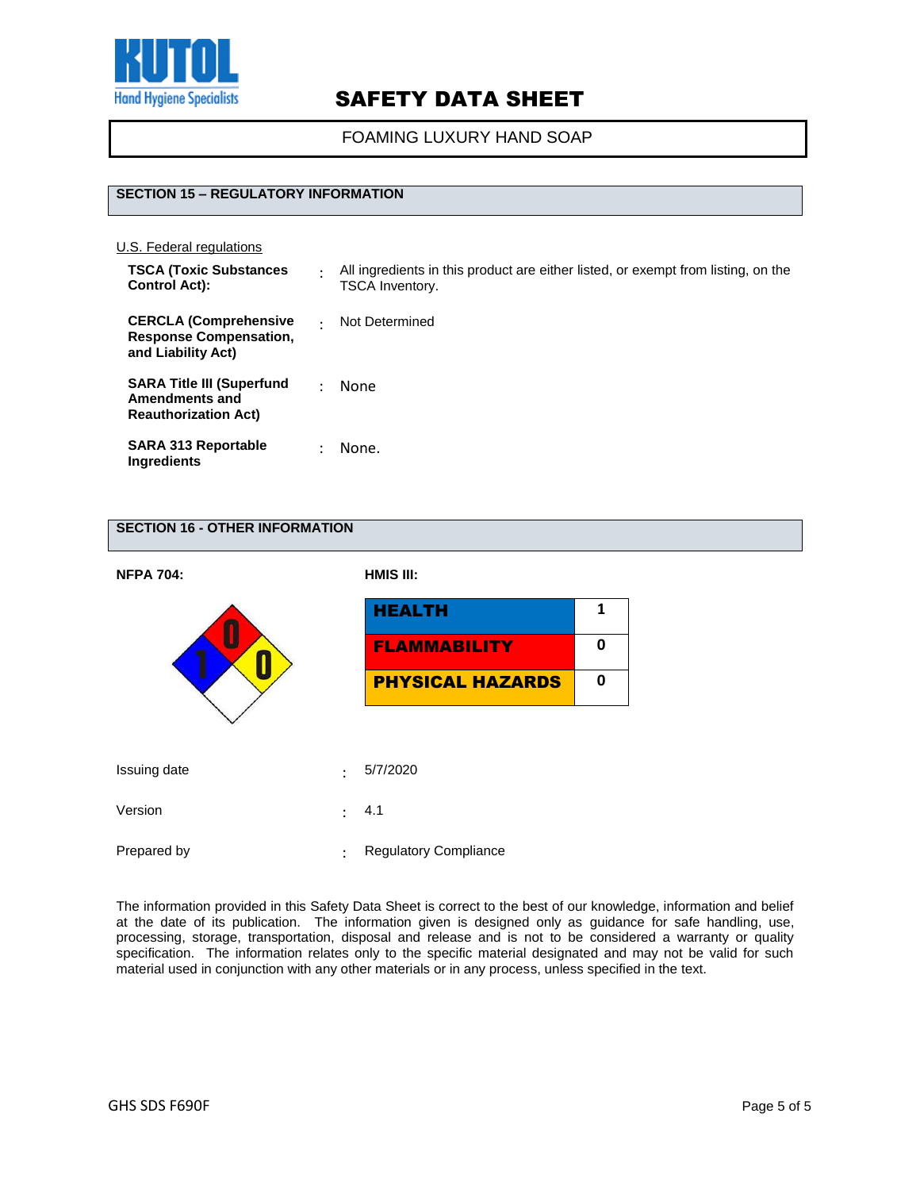# SAFETY DATA SHEET

FOAMING LUXURY HAND SOAP

## SECTION 15 – REGULATORY INFORMATION

U.S. Federal regulations

| | | |
|---|---|---|
| **TSCA (Toxic Substances Control Act):** | : | All ingredients in this product are either listed, or exempt from listing, on the TSCA Inventory. |
| **CERCLA (Comprehensive Response Compensation, and Liability Act)** | : | Not Determined |
| **SARA Title III (Superfund Amendments and Reauthorization Act)** | : | None |
| **SARA 313 Reportable Ingredients** | : | None. |

## SECTION 16 - OTHER INFORMATION

**NFPA 704:**

0
1
0

**HMIS III:**

| | |
|---|---|
| **HEALTH** | **1** |
| **FLAMMABILITY** | **0** |
| **PHYSICAL HAZARDS** | **0** |

| | | |
|---|---|---|
| Issuing date | : | 5/7/2020 |
| Version | : | 4.1 |
| Prepared by | : | Regulatory Compliance |

The information provided in this Safety Data Sheet is correct to the best of our knowledge, information and belief at the date of its publication. The information given is designed only as guidance for safe handling, use, processing, storage, transportation, disposal and release and is not to be considered a warranty or quality specification. The information relates only to the specific material designated and may not be valid for such material used in conjunction with any other materials or in any process, unless specified in the text.

GHS SDS F690F